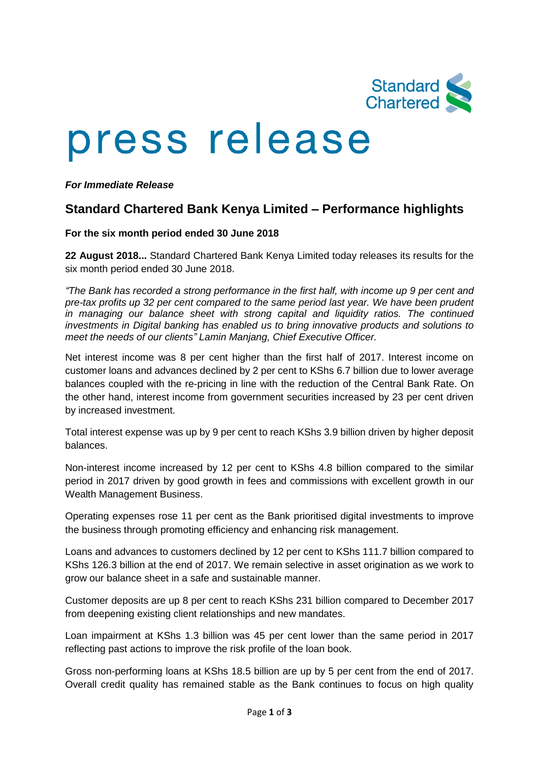Standard Chartered

# press release

***For Immediate Release***

## Standard Chartered Bank Kenya Limited – Performance highlights

**For the six month period ended 30 June 2018**

**22 August 2018...** Standard Chartered Bank Kenya Limited today releases its results for the six month period ended 30 June 2018.

*"The Bank has recorded a strong performance in the first half, with income up 9 per cent and pre-tax profits up 32 per cent compared to the same period last year. We have been prudent in managing our balance sheet with strong capital and liquidity ratios. The continued investments in Digital banking has enabled us to bring innovative products and solutions to meet the needs of our clients" Lamin Manjang, Chief Executive Officer.*

Net interest income was 8 per cent higher than the first half of 2017. Interest income on customer loans and advances declined by 2 per cent to KShs 6.7 billion due to lower average balances coupled with the re-pricing in line with the reduction of the Central Bank Rate. On the other hand, interest income from government securities increased by 23 per cent driven by increased investment.

Total interest expense was up by 9 per cent to reach KShs 3.9 billion driven by higher deposit balances.

Non-interest income increased by 12 per cent to KShs 4.8 billion compared to the similar period in 2017 driven by good growth in fees and commissions with excellent growth in our Wealth Management Business.

Operating expenses rose 11 per cent as the Bank prioritised digital investments to improve the business through promoting efficiency and enhancing risk management.

Loans and advances to customers declined by 12 per cent to KShs 111.7 billion compared to KShs 126.3 billion at the end of 2017. We remain selective in asset origination as we work to grow our balance sheet in a safe and sustainable manner.

Customer deposits are up 8 per cent to reach KShs 231 billion compared to December 2017 from deepening existing client relationships and new mandates.

Loan impairment at KShs 1.3 billion was 45 per cent lower than the same period in 2017 reflecting past actions to improve the risk profile of the loan book.

Gross non-performing loans at KShs 18.5 billion are up by 5 per cent from the end of 2017. Overall credit quality has remained stable as the Bank continues to focus on high quality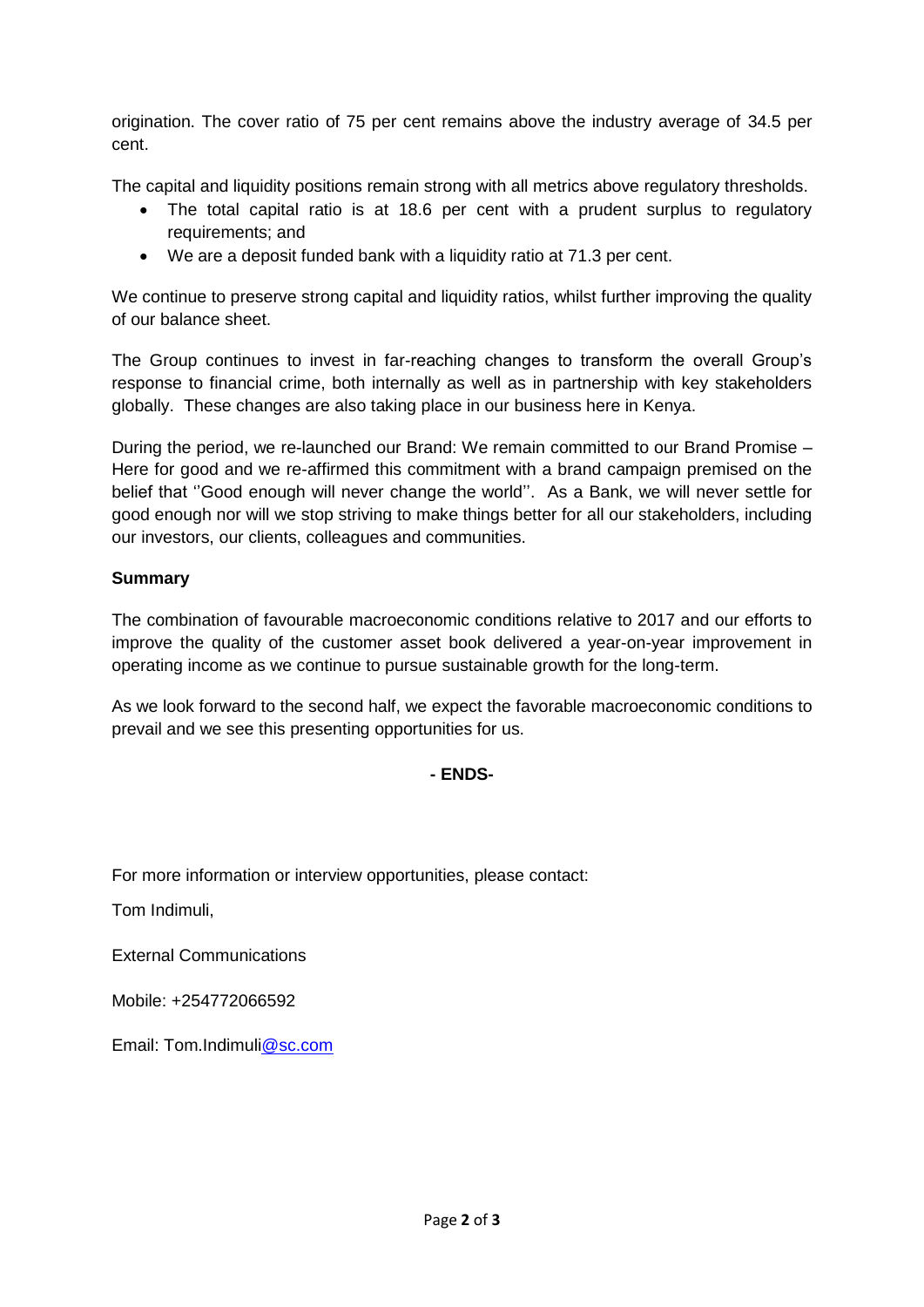origination. The cover ratio of 75 per cent remains above the industry average of 34.5 per cent.

The capital and liquidity positions remain strong with all metrics above regulatory thresholds.

- The total capital ratio is at 18.6 per cent with a prudent surplus to regulatory requirements; and
- We are a deposit funded bank with a liquidity ratio at 71.3 per cent.

We continue to preserve strong capital and liquidity ratios, whilst further improving the quality of our balance sheet.

The Group continues to invest in far-reaching changes to transform the overall Group's response to financial crime, both internally as well as in partnership with key stakeholders globally. These changes are also taking place in our business here in Kenya.

During the period, we re-launched our Brand: We remain committed to our Brand Promise – Here for good and we re-affirmed this commitment with a brand campaign premised on the belief that ''Good enough will never change the world''. As a Bank, we will never settle for good enough nor will we stop striving to make things better for all our stakeholders, including our investors, our clients, colleagues and communities.

**Summary**

The combination of favourable macroeconomic conditions relative to 2017 and our efforts to improve the quality of the customer asset book delivered a year-on-year improvement in operating income as we continue to pursue sustainable growth for the long-term.

As we look forward to the second half, we expect the favorable macroeconomic conditions to prevail and we see this presenting opportunities for us.

**- ENDS-**

For more information or interview opportunities, please contact:

Tom Indimuli,

External Communications

Mobile: +254772066592

Email: Tom.Indimuli@sc.com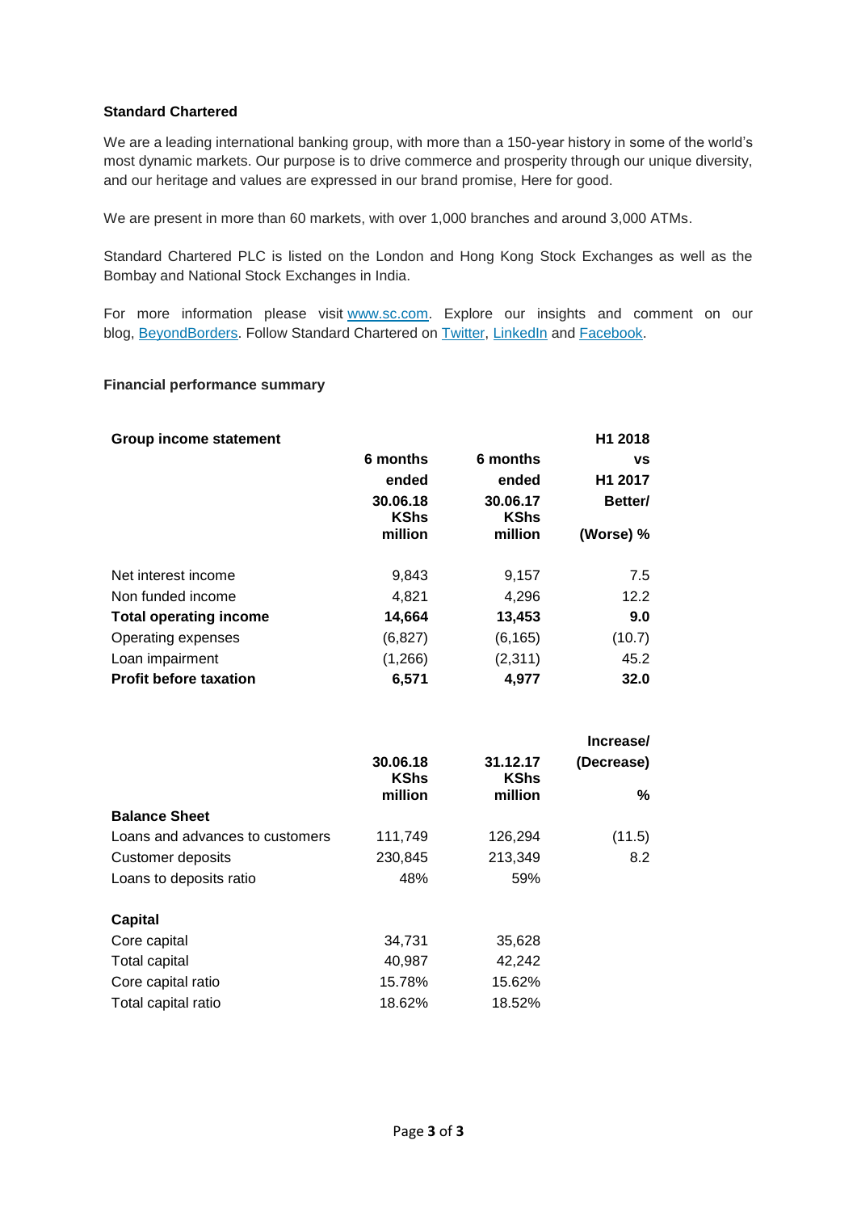**Standard Chartered**

We are a leading international banking group, with more than a 150-year history in some of the world's most dynamic markets. Our purpose is to drive commerce and prosperity through our unique diversity, and our heritage and values are expressed in our brand promise, Here for good.

We are present in more than 60 markets, with over 1,000 branches and around 3,000 ATMs.

Standard Chartered PLC is listed on the London and Hong Kong Stock Exchanges as well as the Bombay and National Stock Exchanges in India.

For more information please visit www.sc.com. Explore our insights and comment on our blog, BeyondBorders. Follow Standard Chartered on Twitter, LinkedIn and Facebook.

**Financial performance summary**

| Group income statement | 6 months ended 30.06.18 KShs million | 6 months ended 30.06.17 KShs million | H1 2018 vs H1 2017 Better/ (Worse) % |
|---|---|---|---|
| Net interest income | 9,843 | 9,157 | 7.5 |
| Non funded income | 4,821 | 4,296 | 12.2 |
| **Total operating income** | **14,664** | **13,453** | **9.0** |
| Operating expenses | (6,827) | (6,165) | (10.7) |
| Loan impairment | (1,266) | (2,311) | 45.2 |
| **Profit before taxation** | **6,571** | **4,977** | **32.0** |

| | 30.06.18 KShs million | 31.12.17 KShs million | Increase/ (Decrease) % |
|---|---|---|---|
| **Balance Sheet** | | | |
| Loans and advances to customers | 111,749 | 126,294 | (11.5) |
| Customer deposits | 230,845 | 213,349 | 8.2 |
| Loans to deposits ratio | 48% | 59% | |
| **Capital** | | | |
| Core capital | 34,731 | 35,628 | |
| Total capital | 40,987 | 42,242 | |
| Core capital ratio | 15.78% | 15.62% | |
| Total capital ratio | 18.62% | 18.52% | |